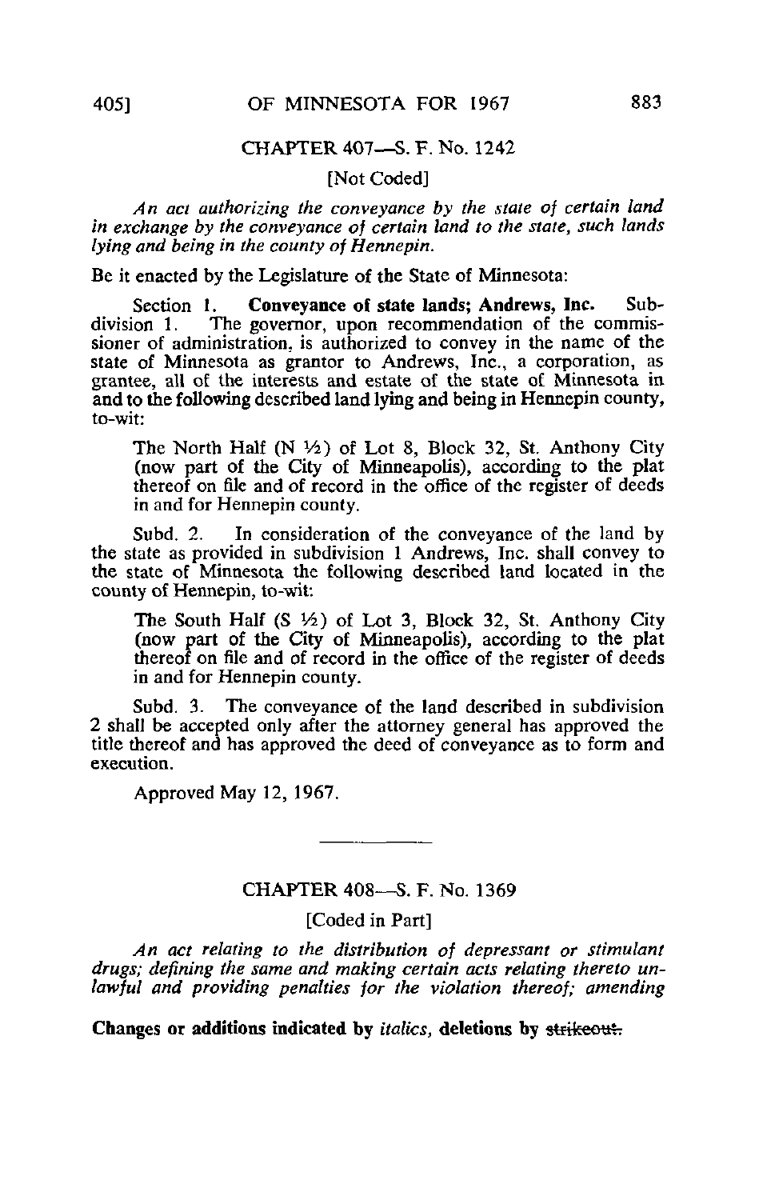## CHAPTER 407—S. F. No. 1242

[Not Coded]

*An act authorizing the conveyance by the state of certain land in exchange by the conveyance of certain land to the state, such lands lying and being in the county of Hennepin.*

Be it enacted by the Legislature of the State of Minnesota:

Section 1. **Conveyance of state lands; Andrews, Inc.** Subdivision 1. The governor, upon recommendation of the commissioner of administration, is authorized to convey in the name of the state of Minnesota as grantor to Andrews, Inc., a corporation, as grantee, all of the interests and estate of the state of Minnesota in and to the following described land lying and being in Hennepin county, to-wit:

The North Half (N ½) of Lot 8, Block 32, St. Anthony City (now part of the City of Minneapolis), according to the plat thereof on file and of record in the office of the register of deeds in and for Hennepin county.

Subd. 2. In consideration of the conveyance of the land by the state as provided in subdivision 1 Andrews, Inc. shall convey to the state of Minnesota the following described land located in the county of Hennepin, to-wit:

The South Half (S ½) of Lot 3, Block 32, St. Anthony City (now part of the City of Minneapolis), according to the plat thereof on file and of record in the office of the register of deeds in and for Hennepin county.

Subd. 3. The conveyance of the land described in subdivision 2 shall be accepted only after the attorney general has approved the title thereof and has approved the deed of conveyance as to form and execution.

Approved May 12, 1967.

---

## CHAPTER 408—S. F. No. 1369

[Coded in Part]

*An act relating to the distribution of depressant or stimulant drugs; defining the same and making certain acts relating thereto unlawful and providing penalties for the violation thereof; amending*

**Changes or additions indicated by *italics*, deletions by ~~strikeout~~.**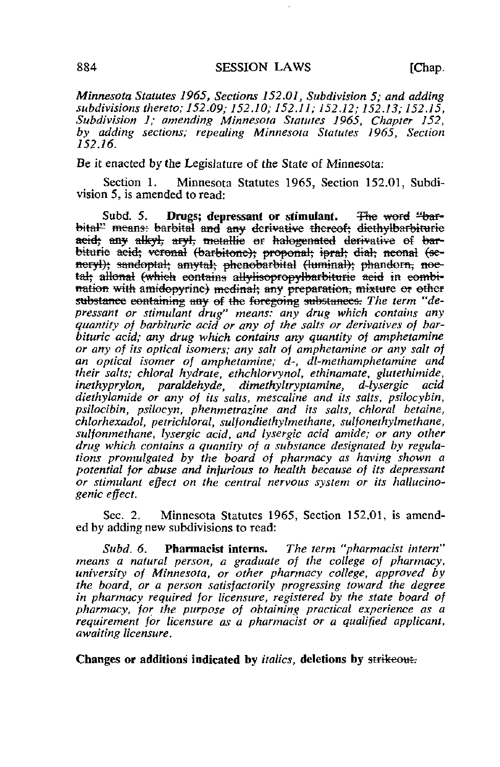*Minnesota Statutes 1965, Sections 152.01, Subdivision 5; and adding subdivisions thereto; 152.09; 152.10; 152.11; 152.12; 152.13; 152.15, Subdivision 1; amending Minnesota Statutes 1965, Chapter 152, by adding sections; repealing Minnesota Statutes 1965, Section 152.16.*

Be it enacted by the Legislature of the State of Minnesota:

Section 1. Minnesota Statutes 1965, Section 152.01, Subdivision 5, is amended to read:

Subd. 5. **Drugs; depressant or stimulant.** ~~The word "barbital" means: barbital and any derivative thereof; diethylbarbituric acid; any alkyl, aryl, metallic or halogenated derivative of barbituric acid; veronal (barbitone); proponal; ipral; dial; neonal (seneryl); sandoptal; amytal; phenobarbital (luminal); phandorn, noctal; allonal (which contains allylisopropylbarbituric acid in combination with amidopyrine) medinal; any preparation, mixture or other substance containing any of the foregoing substances.~~ *The term "depressant or stimulant drug" means: any drug which contains any quantity of barbituric acid or any of the salts or derivatives of barbituric acid; any drug which contains any quantity of amphetamine or any of its optical isomers; any salt of amphetamine or any salt of an optical isomer of amphetamine; d-, dl-methamphetamine and their salts; chloral hydrate, ethchlorvynol, ethinamate, glutethimide, methyprylon, paraldehyde, dimethyltryptamine, d-lysergic acid diethylamide or any of its salts, mescaline and its salts, psilocybin, psilocibin, psilocyn, phenmetrazine and its salts, chloral betaine, chlorhexadol, petrichloral, sulfondiethylmethane, sulfonethylmethane, sulfonmethane, lysergic acid, and lysergic acid amide; or any other drug which contains a quantity of a substance designated by regulations promulgated by the board of pharmacy as having shown a potential for abuse and injurious to health because of its depressant or stimulant effect on the central nervous system or its hallucinogenic effect.*

Sec. 2. Minnesota Statutes 1965, Section 152.01, is amended by adding new subdivisions to read:

*Subd. 6.* **Pharmacist interns.** *The term "pharmacist intern" means a natural person, a graduate of the college of pharmacy, university of Minnesota, or other pharmacy college, approved by the board, or a person satisfactorily progressing toward the degree in pharmacy required for licensure, registered by the state board of pharmacy, for the purpose of obtaining practical experience as a requirement for licensure as a pharmacist or a qualified applicant, awaiting licensure.*

**Changes or additions indicated by** *italics*, **deletions by** ~~strikeout.~~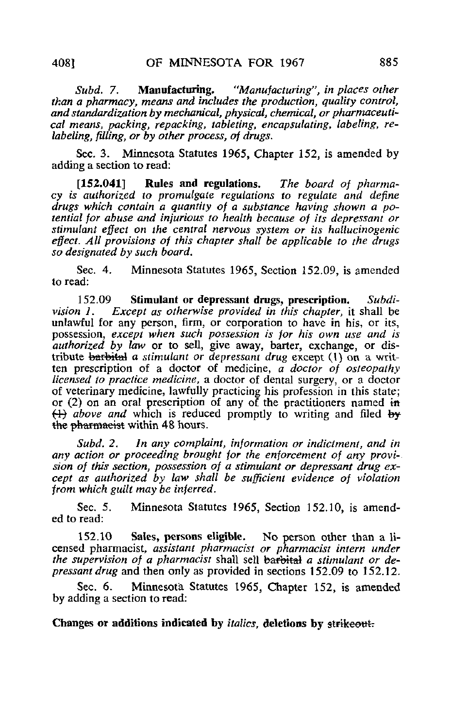*Subd. 7.* **Manufacturing.** *"Manufacturing", in places other than a pharmacy, means and includes the production, quality control, and standardization by mechanical, physical, chemical, or pharmaceutical means, packing, repacking, tableting, encapsulating, labeling, relabeling, filling, or by other process, of drugs.*

Sec. 3. Minnesota Statutes 1965, Chapter 152, is amended by adding a section to read:

**[152.041] Rules and regulations.** *The board of pharmacy is authorized to promulgate regulations to regulate and define drugs which contain a quantity of a substance having shown a potential for abuse and injurious to health because of its depressant or stimulant effect on the central nervous system or its hallucinogenic effect. All provisions of this chapter shall be applicable to the drugs so designated by such board.*

Sec. 4. Minnesota Statutes 1965, Section 152.09, is amended to read:

152.09 **Stimulant or depressant drugs, prescription.** *Subdivision 1. Except as otherwise provided in this chapter,* it shall be unlawful for any person, firm, or corporation to have in his, or its, possession, *except when such possession is for his own use and is authorized by law* or to sell, give away, barter, exchange, or distribute ~~barbital~~ *a stimulant or depressant drug* except (1) on a written prescription of a doctor of medicine, *a doctor of osteopathy licensed to practice medicine,* a doctor of dental surgery, or a doctor of veterinary medicine, lawfully practicing his profession in this state; or (2) on an oral prescription of any of the practitioners named ~~in (1)~~ *above and* which is reduced promptly to writing and filed ~~by the pharmacist~~ within 48 hours.

*Subd. 2. In any complaint, information or indictment, and in any action or proceeding brought for the enforcement of any provision of this section, possession of a stimulant or depressant drug except as authorized by law shall be sufficient evidence of violation from which guilt may be inferred.*

Sec. 5. Minnesota Statutes 1965, Section 152.10, is amended to read:

152.10 **Sales, persons eligible.** No person other than a licensed pharmacist, *assistant pharmacist or pharmacist intern under the supervision of a pharmacist* shall sell ~~barbital~~ *a stimulant or depressant drug* and then only as provided in sections 152.09 to 152.12.

Sec. 6. Minnesota Statutes 1965, Chapter 152, is amended by adding a section to read:

**Changes or additions indicated by** *italics*, **deletions by** ~~strikeout.~~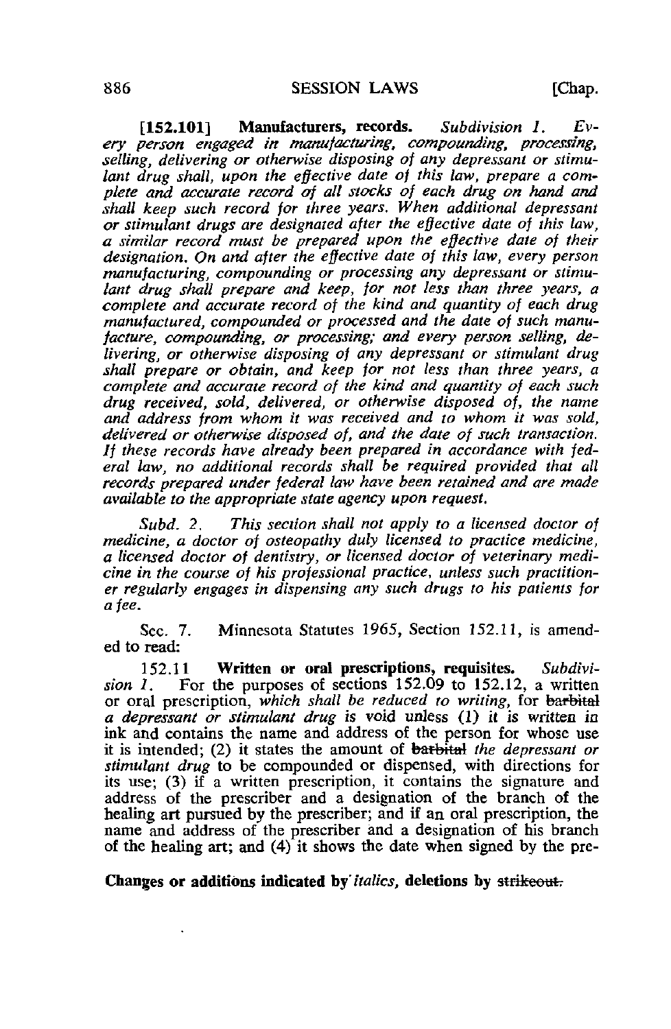**[152.101] Manufacturers, records.** *Subdivision 1. Every person engaged in manufacturing, compounding, processing, selling, delivering or otherwise disposing of any depressant or stimulant drug shall, upon the effective date of this law, prepare a complete and accurate record of all stocks of each drug on hand and shall keep such record for three years. When additional depressant or stimulant drugs are designated after the effective date of this law, a similar record must be prepared upon the effective date of their designation. On and after the effective date of this law, every person manufacturing, compounding or processing any depressant or stimulant drug shall prepare and keep, for not less than three years, a complete and accurate record of the kind and quantity of each drug manufactured, compounded or processed and the date of such manufacture, compounding, or processing; and every person selling, delivering, or otherwise disposing of any depressant or stimulant drug shall prepare or obtain, and keep for not less than three years, a complete and accurate record of the kind and quantity of each such drug received, sold, delivered, or otherwise disposed of, the name and address from whom it was received and to whom it was sold, delivered or otherwise disposed of, and the date of such transaction. If these records have already been prepared in accordance with federal law, no additional records shall be required provided that all records prepared under federal law have been retained and are made available to the appropriate state agency upon request.*

*Subd. 2. This section shall not apply to a licensed doctor of medicine, a doctor of osteopathy duly licensed to practice medicine, a licensed doctor of dentistry, or licensed doctor of veterinary medicine in the course of his professional practice, unless such practitioner regularly engages in dispensing any such drugs to his patients for a fee.*

Sec. 7. Minnesota Statutes 1965, Section 152.11, is amended to read:

152.11 **Written or oral prescriptions, requisites.** *Subdivision 1.* For the purposes of sections 152.09 to 152.12, a written or oral prescription, *which shall be reduced to writing,* for ~~barbital~~ *a depressant or stimulant drug* is void unless (1) it is written in ink and contains the name and address of the person for whose use it is intended; (2) it states the amount of ~~barbital~~ *the depressant or stimulant drug* to be compounded or dispensed, with directions for its use; (3) if a written prescription, it contains the signature and address of the prescriber and a designation of the branch of the healing art pursued by the prescriber; and if an oral prescription, the name and address of the prescriber and a designation of his branch of the healing art; and (4) it shows the date when signed by the pre-

**Changes or additions indicated by** *italics*, **deletions by** ~~strikeout.~~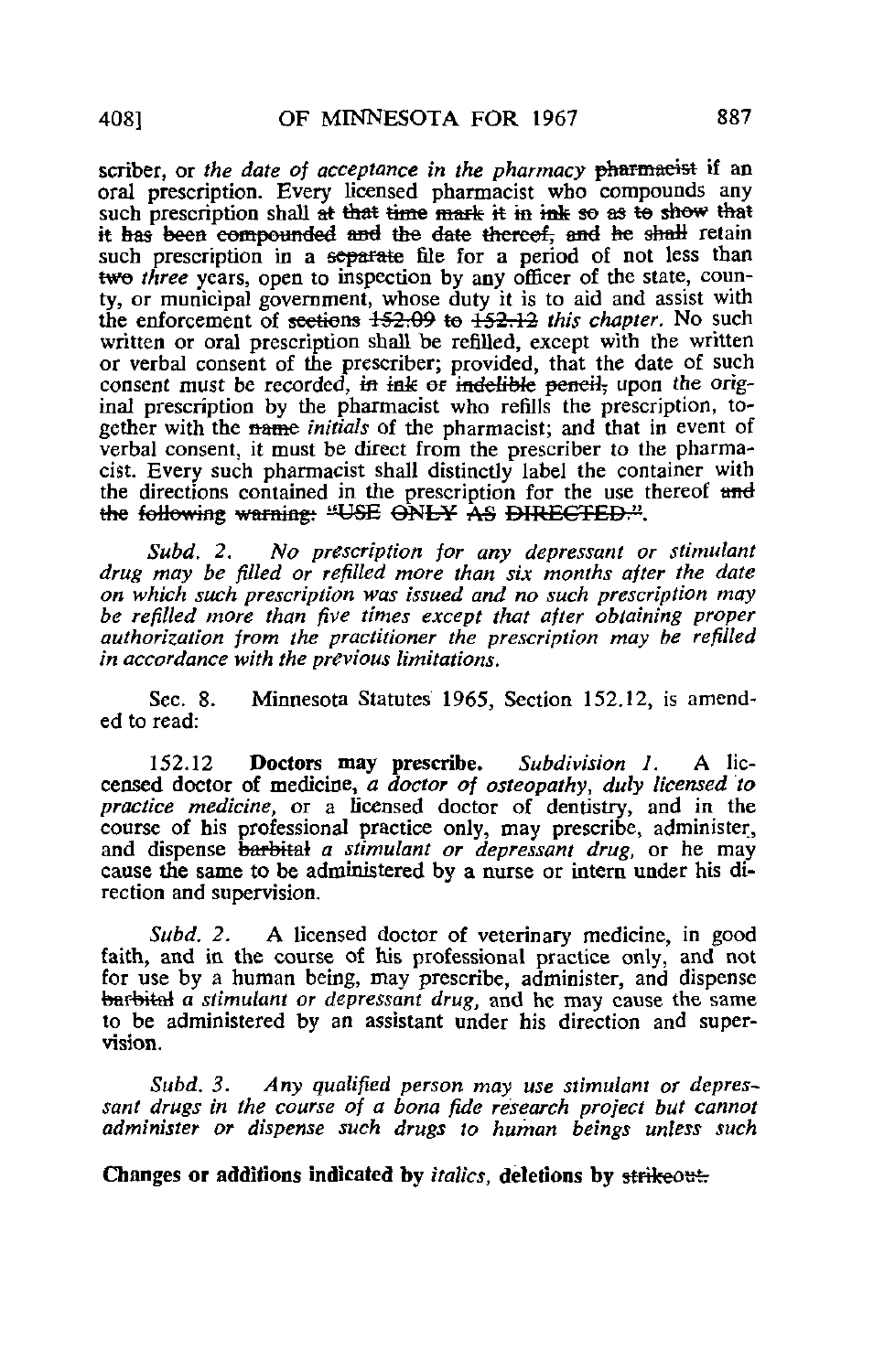scriber, or *the date of acceptance in the pharmacy* ~~pharmacist~~ if an oral prescription. Every licensed pharmacist who compounds any such prescription shall ~~at that time mark it in ink so as to show that it has been compounded and the date thereof, and he shall~~ retain such prescription in a ~~separate~~ file for a period of not less than ~~two~~ *three* years, open to inspection by any officer of the state, county, or municipal government, whose duty it is to aid and assist with the enforcement of ~~sections 152.09 to 152.12~~ *this chapter.* No such written or oral prescription shall be refilled, except with the written or verbal consent of the prescriber; provided, that the date of such consent must be recorded, ~~in ink or indelible pencil,~~ upon *the* original prescription by the pharmacist who refills the prescription, together with the ~~name~~ *initials* of the pharmacist; and that in event of verbal consent, it must be direct from the prescriber to the pharmacist. Every such pharmacist shall distinctly label the container with the directions contained in the prescription for the use thereof ~~and the following warning: "USE ONLY AS DIRECTED."~~.

*Subd. 2. No prescription for any depressant or stimulant drug may be filled or refilled more than six months after the date on which such prescription was issued and no such prescription may be refilled more than five times except that after obtaining proper authorization from the practitioner the prescription may be refilled in accordance with the previous limitations.*

Sec. 8. Minnesota Statutes 1965, Section 152.12, is amended to read:

152.12 **Doctors may prescribe.** *Subdivision 1.* A licensed doctor of medicine, *a doctor of osteopathy, duly licensed to practice medicine,* or a licensed doctor of dentistry, and in the course of his professional practice only, may prescribe, administer, and dispense ~~barbital~~ *a stimulant or depressant drug,* or he may cause the same to be administered by a nurse or intern under his direction and supervision.

*Subd. 2.* A licensed doctor of veterinary medicine, in good faith, and in the course of his professional practice only, and not for use by a human being, may prescribe, administer, and dispense ~~barbital~~ *a stimulant or depressant drug,* and he may cause the same to be administered by an assistant under his direction and supervision.

*Subd. 3. Any qualified person may use stimulant or depressant drugs in the course of a bona fide research project but cannot administer or dispense such drugs to human beings unless such*

**Changes or additions indicated by** *italics*, **deletions by** ~~strikeout~~.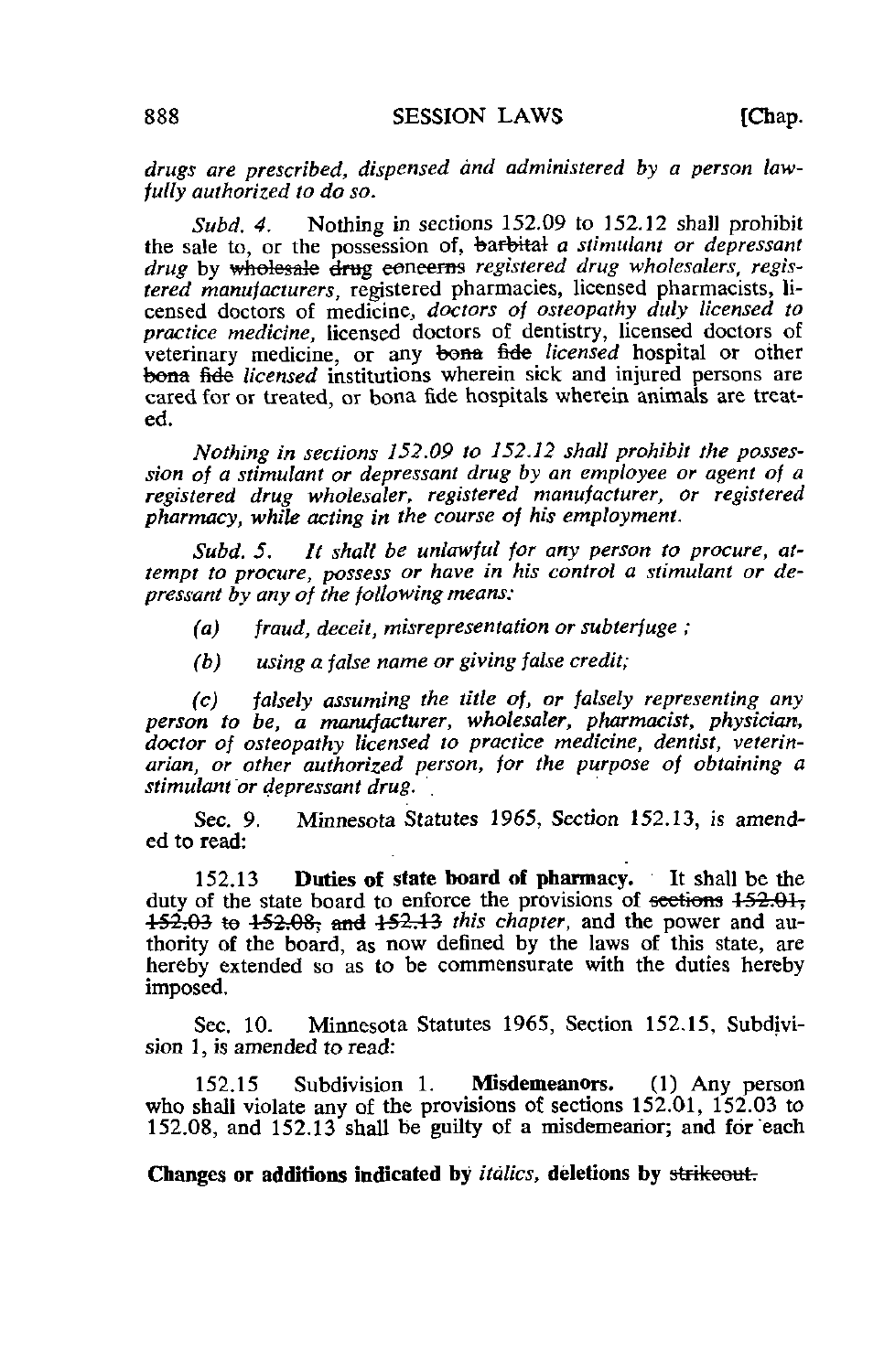*drugs are prescribed, dispensed and administered by a person lawfully authorized to do so.*

*Subd. 4.* Nothing in sections 152.09 to 152.12 shall prohibit the sale to, or the possession of, ~~barbital~~ *a stimulant or depressant drug* by ~~wholesale drug concerns~~ *registered drug wholesalers, registered manufacturers,* registered pharmacies, licensed pharmacists, licensed doctors of medicine, *doctors of osteopathy duly licensed to practice medicine,* licensed doctors of dentistry, licensed doctors of veterinary medicine, or any ~~bona fide~~ *licensed* hospital or other ~~bona fide~~ *licensed* institutions wherein sick and injured persons are cared for or treated, or bona fide hospitals wherein animals are treated.

*Nothing in sections 152.09 to 152.12 shall prohibit the possession of a stimulant or depressant drug by an employee or agent of a registered drug wholesaler, registered manufacturer, or registered pharmacy, while acting in the course of his employment.*

*Subd. 5. It shall be unlawful for any person to procure, attempt to procure, possess or have in his control a stimulant or depressant by any of the following means:*

*(a) fraud, deceit, misrepresentation or subterfuge ;*

*(b) using a false name or giving false credit;*

*(c) falsely assuming the title of, or falsely representing any person to be, a manufacturer, wholesaler, pharmacist, physician, doctor of osteopathy licensed to practice medicine, dentist, veterinarian, or other authorized person, for the purpose of obtaining a stimulant or depressant drug.*

Sec. 9. Minnesota Statutes 1965, Section 152.13, is amended to read:

152.13 **Duties of state board of pharmacy.** It shall be the duty of the state board to enforce the provisions of ~~sections 152.01, 152.03 to 152.08, and 152.13~~ *this chapter,* and the power and authority of the board, as now defined by the laws of this state, are hereby extended so as to be commensurate with the duties hereby imposed.

Sec. 10. Minnesota Statutes 1965, Section 152.15, Subdivision 1, is amended to read:

152.15 Subdivision 1. **Misdemeanors.** (1) Any person who shall violate any of the provisions of sections 152.01, 152.03 to 152.08, and 152.13 shall be guilty of a misdemeanor; and for each

**Changes or additions indicated by** *italics*, **deletions by** ~~strikeout.~~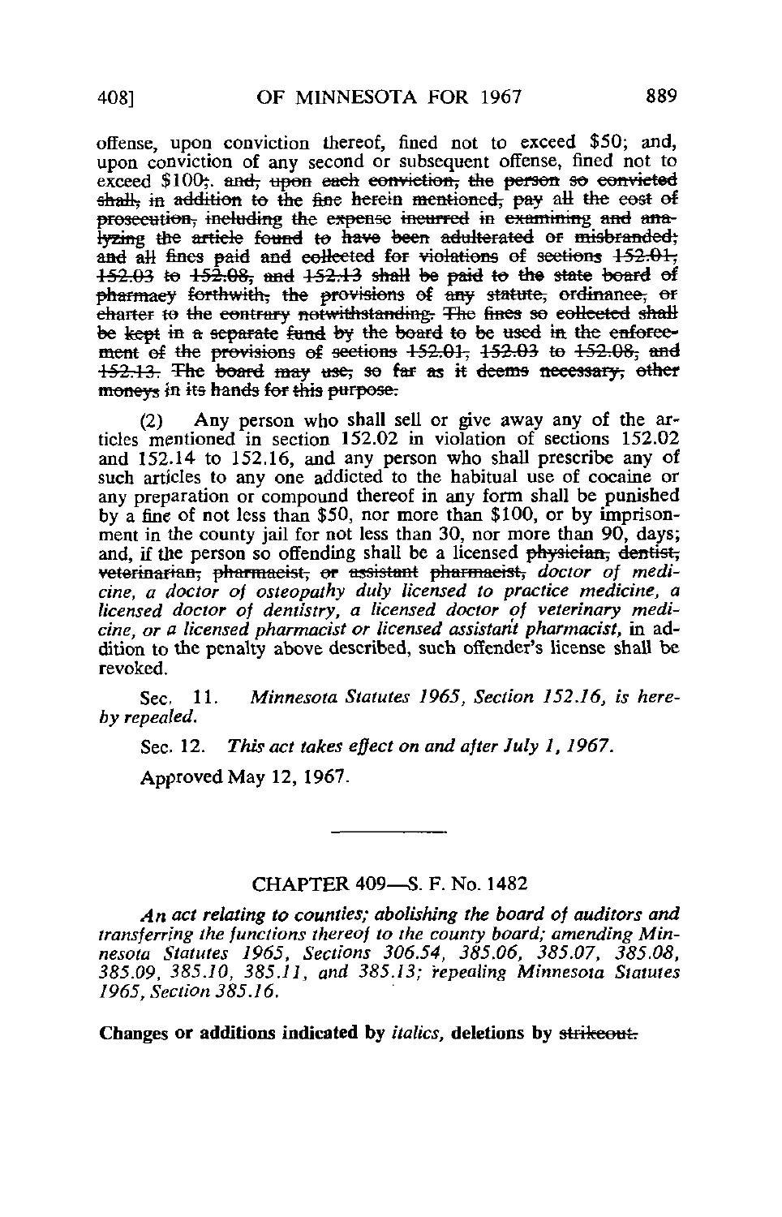offense, upon conviction thereof, fined not to exceed $50; and, upon conviction of any second or subsequent offense, fined not to exceed $100~~;~~. ~~and, upon each conviction, the person so convicted shall, in addition to the fine herein mentioned, pay all the cost of prosecution, including the expense incurred in examining and analyzing the article found to have been adulterated or misbranded; and all fines paid and collected for violations of sections 152.01, 152.03 to 152.08, and 152.13 shall be paid to the state board of pharmacy forthwith, the provisions of any statute, ordinance, or charter to the contrary notwithstanding. The fines so collected shall be kept in a separate fund by the board to be used in the enforcement of the provisions of sections 152.01, 152.03 to 152.08, and 152.13. The board may use, so far as it deems necessary, other moneys in its hands for this purpose.~~

(2) Any person who shall sell or give away any of the articles mentioned in section 152.02 in violation of sections 152.02 and 152.14 to 152.16, and any person who shall prescribe any of such articles to any one addicted to the habitual use of cocaine or any preparation or compound thereof in any form shall be punished by a fine of not less than $50, nor more than $100, or by imprisonment in the county jail for not less than 30, nor more than 90, days; and, if the person so offending shall be a licensed ~~physician, dentist, veterinarian, pharmacist, or assistant pharmacist,~~ *doctor of medicine, a doctor of osteopathy duly licensed to practice medicine, a licensed doctor of dentistry, a licensed doctor of veterinary medicine, or a licensed pharmacist or licensed assistant pharmacist,* in addition to the penalty above described, such offender's license shall be revoked.

Sec. 11. *Minnesota Statutes 1965, Section 152.16, is hereby repealed.*

Sec. 12. *This act takes effect on and after July 1, 1967.*

Approved May 12, 1967.

---

## CHAPTER 409—S. F. No. 1482

*An act relating to counties; abolishing the board of auditors and transferring the functions thereof to the county board; amending Minnesota Statutes 1965, Sections 306.54, 385.06, 385.07, 385.08, 385.09, 385.10, 385.11, and 385.13; repealing Minnesota Statutes 1965, Section 385.16.*

**Changes or additions indicated by *italics*, deletions by ~~strikeout.~~**